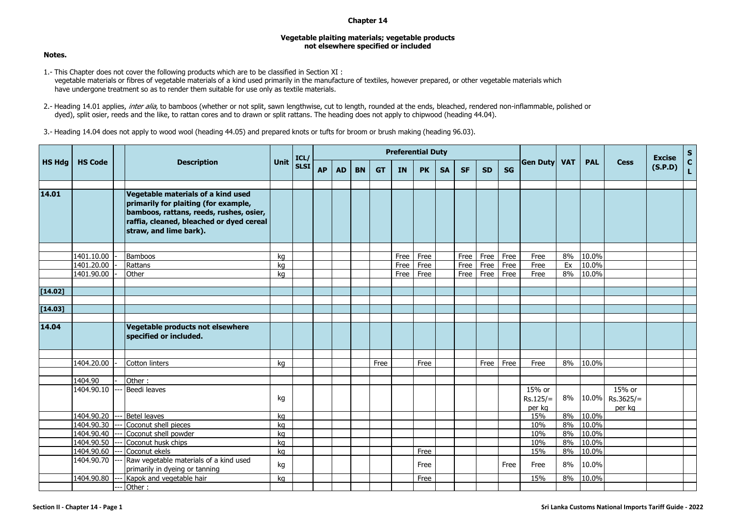# Chapter 14

## Vegetable plaiting materials; vegetable products not elsewhere specified or included

**Notes.**

1.- This Chapter does not cover the following products which are to be classified in Section XI : vegetable materials or fibres of vegetable materials of a kind used primarily in the manufacture of textiles, however prepared, or other vegetable materials which have undergone treatment so as to render them suitable for use only as textile materials.

2.- Heading 14.01 applies, *inter alia*, to bamboos (whether or not split, sawn lengthwise, cut to length, rounded at the ends, bleached, rendered non-inflammable, polished or dyed), split osier, reeds and the like, to rattan cores and to drawn or split rattans. The heading does not apply to chipwood (heading 44.04).

3.- Heading 14.04 does not apply to wood wool (heading 44.05) and prepared knots or tufts for broom or brush making (heading 96.03).

| HS Hdg | HS Code | | Description | Unit | ICL/ SLSI | Preferential Duty | | | | | | | | | | Gen Duty | VAT | PAL | Cess | Excise (S.P.D) | S C L |
|---|---|---|---|---|---|---|---|---|---|---|---|---|---|---|---|---|---|---|---|---|---|
| | | | | | | AP | AD | BN | GT | IN | PK | SA | SF | SD | SG | | | | | | |
| **14.01** | | | **Vegetable materials of a kind used primarily for plaiting (for example, bamboos, rattans, reeds, rushes, osier, raffia, cleaned, bleached or dyed cereal straw, and lime bark).** | | | | | | | | | | | | | | | | | | |
| | 1401.10.00 | - | Bamboos | kg | | | | | | Free | Free | | Free | Free | Free | Free | 8% | 10.0% | | | |
| | 1401.20.00 | - | Rattans | kg | | | | | | Free | Free | | Free | Free | Free | Free | Ex | 10.0% | | | |
| | 1401.90.00 | - | Other | kg | | | | | | Free | Free | | Free | Free | Free | Free | 8% | 10.0% | | | |
| **[14.02]** | | | | | | | | | | | | | | | | | | | | | |
| **[14.03]** | | | | | | | | | | | | | | | | | | | | | |
| **14.04** | | | **Vegetable products not elsewhere specified or included.** | | | | | | | | | | | | | | | | | | |
| | 1404.20.00 | - | Cotton linters | kg | | | | | Free | | Free | | | Free | Free | Free | 8% | 10.0% | | | |
| | 1404.90 | - | Other : | | | | | | | | | | | | | | | | | | |
| | 1404.90.10 | --- | Beedi leaves | kg | | | | | | | | | | | | 15% or Rs.125/= per kg | 8% | 10.0% | 15% or Rs.3625/= per kg | | |
| | 1404.90.20 | --- | Betel leaves | kg | | | | | | | | | | | | 15% | 8% | 10.0% | | | |
| | 1404.90.30 | --- | Coconut shell pieces | kg | | | | | | | | | | | | 10% | 8% | 10.0% | | | |
| | 1404.90.40 | --- | Coconut shell powder | kg | | | | | | | | | | | | 10% | 8% | 10.0% | | | |
| | 1404.90.50 | --- | Coconut husk chips | kg | | | | | | | | | | | | 10% | 8% | 10.0% | | | |
| | 1404.90.60 | --- | Coconut ekels | kg | | | | | | | Free | | | | | 15% | 8% | 10.0% | | | |
| | 1404.90.70 | --- | Raw vegetable materials of a kind used primarily in dyeing or tanning | kg | | | | | | | Free | | | | Free | Free | 8% | 10.0% | | | |
| | 1404.90.80 | --- | Kapok and vegetable hair | kg | | | | | | | Free | | | | | 15% | 8% | 10.0% | | | |
| | | --- | Other : | | | | | | | | | | | | | | | | | | |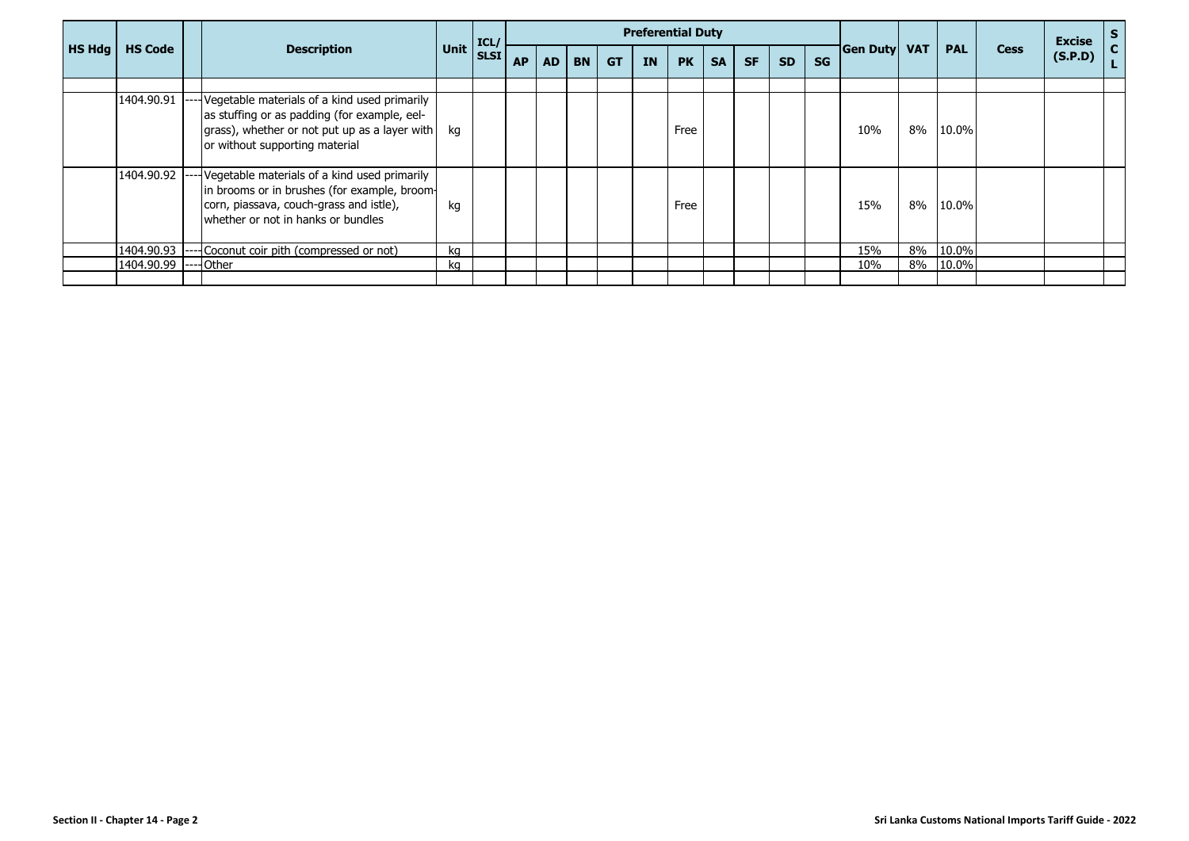| HS Hdg | HS Code | | Description | Unit | ICL/ SLSI | Preferential Duty | | | | | | | | | | Gen Duty | VAT | PAL | Cess | Excise (S.P.D) | S C L |
|---|---|---|---|---|---|---|---|---|---|---|---|---|---|---|---|---|---|---|---|---|---|
| | | | | | | AP | AD | BN | GT | IN | PK | SA | SF | SD | SG | | | | | | |
| | | | | | | | | | | | | | | | | | | | | | |
| | 1404.90.91 | ---- | Vegetable materials of a kind used primarily as stuffing or as padding (for example, eel-grass), whether or not put up as a layer with or without supporting material | kg | | | | | | | Free | | | | | 10% | 8% | 10.0% | | | |
| | 1404.90.92 | ---- | Vegetable materials of a kind used primarily in brooms or in brushes (for example, broom-corn, piassava, couch-grass and istle), whether or not in hanks or bundles | kg | | | | | | | Free | | | | | 15% | 8% | 10.0% | | | |
| | 1404.90.93 | ---- | Coconut coir pith (compressed or not) | kg | | | | | | | | | | | | 15% | 8% | 10.0% | | | |
| | 1404.90.99 | ---- | Other | kg | | | | | | | | | | | | 10% | 8% | 10.0% | | | |
| | | | | | | | | | | | | | | | | | | | | | |